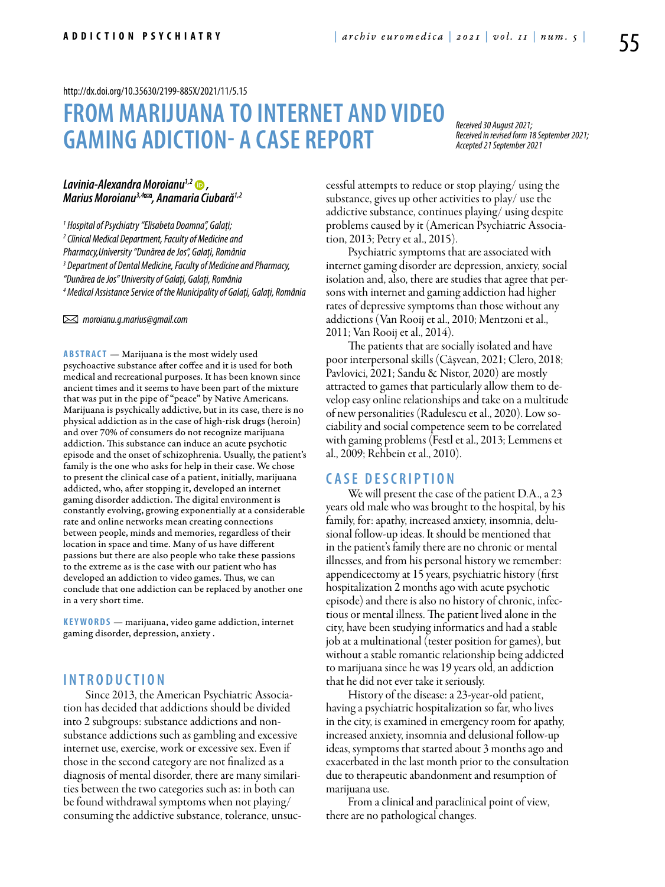http://dx.doi.org/10.35630/2199-885X/2021/11/5.15

# FROM MARIJUANA TO INTERNET AND VIDEO GAMING ADICTION- A CASE REPORT

*Received 30 August 2021;*
*Received in revised form 18 September 2021;*
*Accepted 21 September 2021*

***Lavinia-Alexandra Moroianu[1,2], Marius Moroianu[3,4], Anamaria Ciubară[1,2]***

*[1] Hospital of Psychiatry "Elisabeta Doamna", Galați;*
*[2] Clinical Medical Department, Faculty of Medicine and Pharmacy,University "Dunărea de Jos", Galați, România*
*[3] Department of Dental Medicine, Faculty of Medicine and Pharmacy, "Dunărea de Jos" University of Galați, Galați, România*
*[4] Medical Assistance Service of the Municipality of Galați, Galați, România*

✉ *moroianu.g.marius@gmail.com*

**ABSTRACT** — Marijuana is the most widely used psychoactive substance after coffee and it is used for both medical and recreational purposes. It has been known since ancient times and it seems to have been part of the mixture that was put in the pipe of "peace" by Native Americans. Marijuana is psychically addictive, but in its case, there is no physical addiction as in the case of high-risk drugs (heroin) and over 70% of consumers do not recognize marijuana addiction. This substance can induce an acute psychotic episode and the onset of schizophrenia. Usually, the patient's family is the one who asks for help in their case. We chose to present the clinical case of a patient, initially, marijuana addicted, who, after stopping it, developed an internet gaming disorder addiction. The digital environment is constantly evolving, growing exponentially at a considerable rate and online networks mean creating connections between people, minds and memories, regardless of their location in space and time. Many of us have different passions but there are also people who take these passions to the extreme as is the case with our patient who has developed an addiction to video games. Thus, we can conclude that one addiction can be replaced by another one in a very short time.

**KEYWORDS** — marijuana, video game addiction, internet gaming disorder, depression, anxiety .

## INTRODUCTION

Since 2013, the American Psychiatric Association has decided that addictions should be divided into 2 subgroups: substance addictions and non-substance addictions such as gambling and excessive internet use, exercise, work or excessive sex. Even if those in the second category are not finalized as a diagnosis of mental disorder, there are many similarities between the two categories such as: in both can be found withdrawal symptoms when not playing/ consuming the addictive substance, tolerance, unsuccessful attempts to reduce or stop playing/ using the substance, gives up other activities to play/ use the addictive substance, continues playing/ using despite problems caused by it (American Psychiatric Association, 2013; Petry et al., 2015).

Psychiatric symptoms that are associated with internet gaming disorder are depression, anxiety, social isolation and, also, there are studies that agree that persons with internet and gaming addiction had higher rates of depressive symptoms than those without any addictions (Van Rooij et al., 2010; Mentzoni et al., 2011; Van Rooij et al., 2014).

The patients that are socially isolated and have poor interpersonal skills (Cășvean, 2021; Clero, 2018; Pavlovici, 2021; Sandu & Nistor, 2020) are mostly attracted to games that particularly allow them to develop easy online relationships and take on a multitude of new personalities (Radulescu et al., 2020). Low sociability and social competence seem to be correlated with gaming problems (Festl et al., 2013; Lemmens et al., 2009; Rehbein et al., 2010).

## CASE DESCRIPTION

We will present the case of the patient D.A., a 23 years old male who was brought to the hospital, by his family, for: apathy, increased anxiety, insomnia, delusional follow-up ideas. It should be mentioned that in the patient's family there are no chronic or mental illnesses, and from his personal history we remember: appendicectomy at 15 years, psychiatric history (first hospitalization 2 months ago with acute psychotic episode) and there is also no history of chronic, infectious or mental illness. The patient lived alone in the city, have been studying informatics and had a stable job at a multinational (tester position for games), but without a stable romantic relationship being addicted to marijuana since he was 19 years old, an addiction that he did not ever take it seriously.

History of the disease: a 23-year-old patient, having a psychiatric hospitalization so far, who lives in the city, is examined in emergency room for apathy, increased anxiety, insomnia and delusional follow-up ideas, symptoms that started about 3 months ago and exacerbated in the last month prior to the consultation due to therapeutic abandonment and resumption of marijuana use.

From a clinical and paraclinical point of view, there are no pathological changes.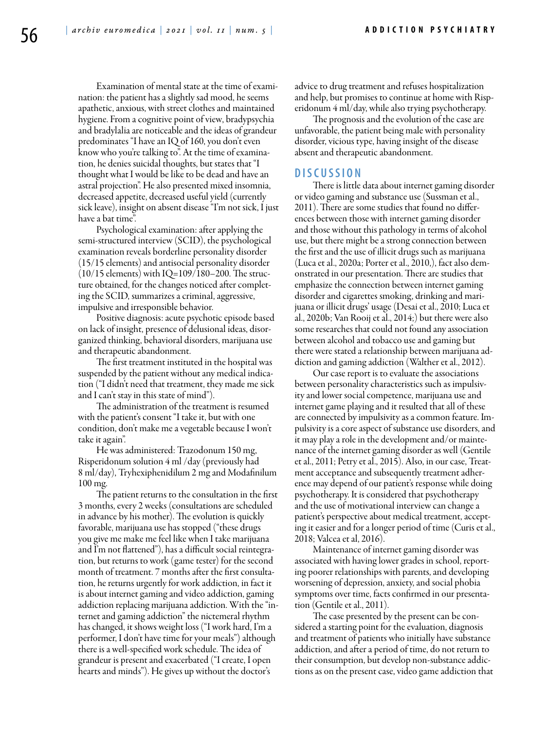Examination of mental state at the time of examination: the patient has a slightly sad mood, he seems apathetic, anxious, with street clothes and maintained hygiene. From a cognitive point of view, bradypsychia and bradylalia are noticeable and the ideas of grandeur predominates "I have an IQ of 160, you don't even know who you're talking to". At the time of examination, he denies suicidal thoughts, but states that "I thought what I would be like to be dead and have an astral projection". He also presented mixed insomnia, decreased appetite, decreased useful yield (currently sick leave), insight on absent disease "I'm not sick, I just have a bat time".

Psychological examination: after applying the semi-structured interview (SCID), the psychological examination reveals borderline personality disorder (15/15 elements) and antisocial personality disorder (10/15 elements) with IQ=109/180–200. The structure obtained, for the changes noticed after completing the SCID, summarizes a criminal, aggressive, impulsive and irresponsible behavior.

Positive diagnosis: acute psychotic episode based on lack of insight, presence of delusional ideas, disorganized thinking, behavioral disorders, marijuana use and therapeutic abandonment.

The first treatment instituted in the hospital was suspended by the patient without any medical indication ("I didn't need that treatment, they made me sick and I can't stay in this state of mind").

The administration of the treatment is resumed with the patient's consent "I take it, but with one condition, don't make me a vegetable because I won't take it again".

He was administered: Trazodonum 150 mg, Risperidonum solution 4 ml /day (previously had 8 ml/day), Tryhexiphenidilum 2 mg and Modafinilum 100 mg.

The patient returns to the consultation in the first 3 months, every 2 weeks (consultations are scheduled in advance by his mother). The evolution is quickly favorable, marijuana use has stopped ("these drugs you give me make me feel like when I take marijuana and I'm not flattened"), has a difficult social reintegration, but returns to work (game tester) for the second month of treatment. 7 months after the first consultation, he returns urgently for work addiction, in fact it is about internet gaming and video addiction, gaming addiction replacing marijuana addiction. With the "internet and gaming addiction" the nictemeral rhythm has changed, it shows weight loss ("I work hard, I'm a performer, I don't have time for your meals") although there is a well-specified work schedule. The idea of grandeur is present and exacerbated ("I create, I open hearts and minds"). He gives up without the doctor's advice to drug treatment and refuses hospitalization and help, but promises to continue at home with Risperidonum 4 ml/day, while also trying psychotherapy.

The prognosis and the evolution of the case are unfavorable, the patient being male with personality disorder, vicious type, having insight of the disease absent and therapeutic abandonment.

## DISCUSSION

There is little data about internet gaming disorder or video gaming and substance use (Sussman et al., 2011). There are some studies that found no differences between those with internet gaming disorder and those without this pathology in terms of alcohol use, but there might be a strong connection between the first and the use of illicit drugs such as marijuana (Luca et al., 2020a; Porter et al., 2010,), fact also demonstrated in our presentation. There are studies that emphasize the connection between internet gaming disorder and cigarettes smoking, drinking and marijuana or illicit drugs' usage (Desai et al., 2010; Luca et al., 2020b; Van Rooij et al., 2014;) but there were also some researches that could not found any association between alcohol and tobacco use and gaming but there were stated a relationship between marijuana addiction and gaming addiction (Walther et al., 2012).

Our case report is to evaluate the associations between personality characteristics such as impulsivity and lower social competence, marijuana use and internet game playing and it resulted that all of these are connected by impulsivity as a common feature. Impulsivity is a core aspect of substance use disorders, and it may play a role in the development and/or maintenance of the internet gaming disorder as well (Gentile et al., 2011; Petry et al., 2015). Also, in our case, Treatment acceptance and subsequently treatment adherence may depend of our patient's response while doing psychotherapy. It is considered that psychotherapy and the use of motivational interview can change a patient's perspective about medical treatment, accepting it easier and for a longer period of time (Curis et al., 2018; Valcea et al, 2016).

Maintenance of internet gaming disorder was associated with having lower grades in school, reporting poorer relationships with parents, and developing worsening of depression, anxiety, and social phobia symptoms over time, facts confirmed in our presentation (Gentile et al., 2011).

The case presented by the present can be considered a starting point for the evaluation, diagnosis and treatment of patients who initially have substance addiction, and after a period of time, do not return to their consumption, but develop non-substance addictions as on the present case, video game addiction that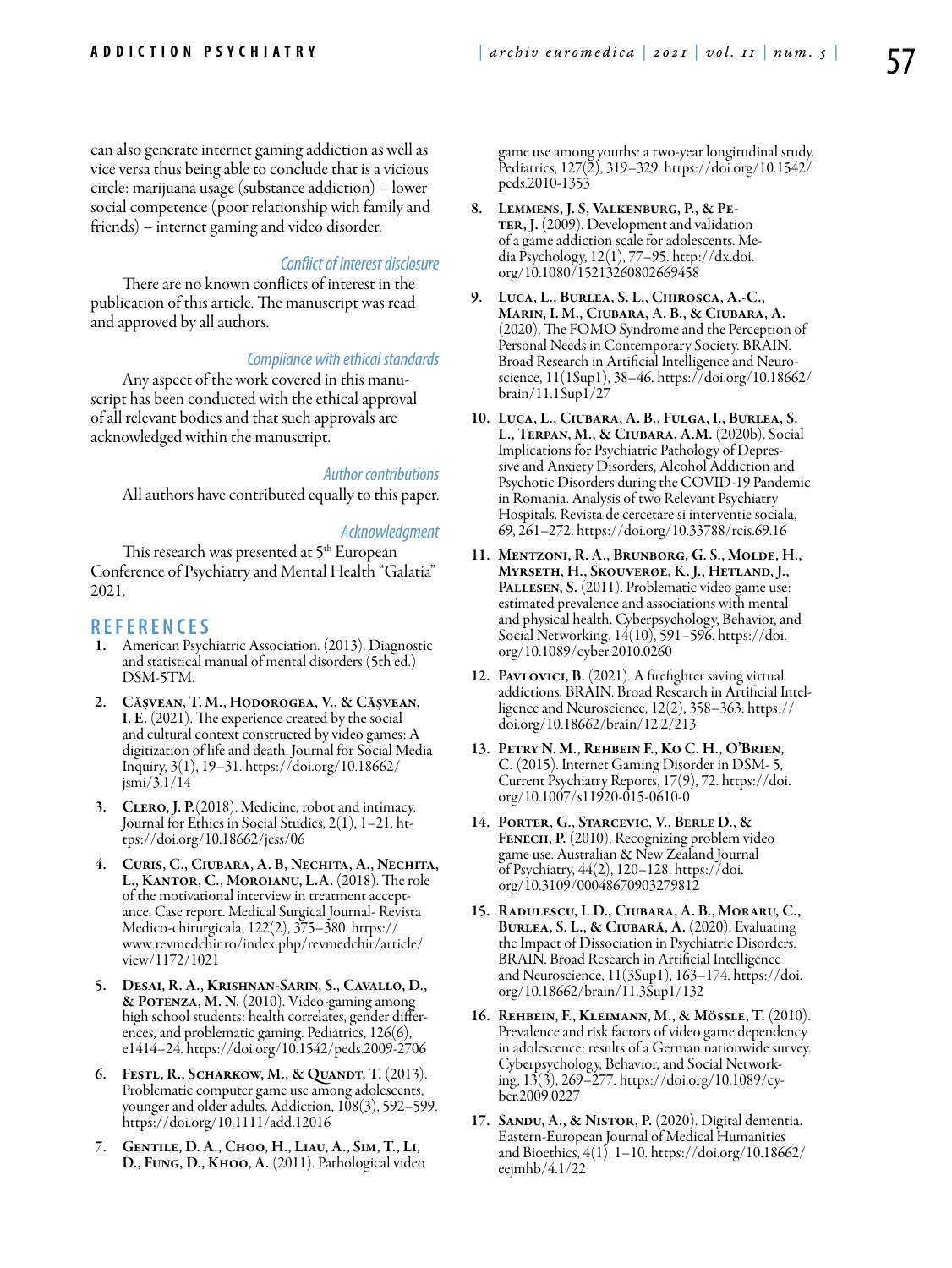can also generate internet gaming addiction as well as vice versa thus being able to conclude that is a vicious circle: marijuana usage (substance addiction) – lower social competence (poor relationship with family and friends) – internet gaming and video disorder.

### *Conflict of interest disclosure*

There are no known conflicts of interest in the publication of this article. The manuscript was read and approved by all authors.

### *Compliance with ethical standards*

Any aspect of the work covered in this manuscript has been conducted with the ethical approval of all relevant bodies and that such approvals are acknowledged within the manuscript.

### *Author contributions*

All authors have contributed equally to this paper.

### *Acknowledgment*

This research was presented at 5th European Conference of Psychiatry and Mental Health "Galatia" 2021.

## REFERENCES

1. American Psychiatric Association. (2013). Diagnostic and statistical manual of mental disorders (5th ed.) DSM-5TM.
2. **Cășvean, T. M., Hodorogea, V., & Cășvean, I. E.** (2021). The experience created by the social and cultural context constructed by video games: A digitization of life and death. Journal for Social Media Inquiry, 3(1), 19–31. https://doi.org/10.18662/jsmi/3.1/14
3. **Clero, J. P.**(2018). Medicine, robot and intimacy. Journal for Ethics in Social Studies, 2(1), 1–21. https://doi.org/10.18662/jess/06
4. **Curis, C., Ciubara, A. B, Nechita, A., Nechita, L., Kantor, C., Moroianu, L.A.** (2018). The role of the motivational interview in treatment acceptance. Case report. Medical Surgical Journal- Revista Medico-chirurgicala, 122(2), 375–380. https://www.revmedchir.ro/index.php/revmedchir/article/view/1172/1021
5. **Desai, R. A., Krishnan-Sarin, S., Cavallo, D., & Potenza, M. N.** (2010). Video-gaming among high school students: health correlates, gender differences, and problematic gaming. Pediatrics, 126(6), e1414–24. https://doi.org/10.1542/peds.2009-2706
6. **Festl, R., Scharkow, M., & Quandt, T.** (2013). Problematic computer game use among adolescents, younger and older adults. Addiction, 108(3), 592–599. https://doi.org/10.1111/add.12016
7. **Gentile, D. A., Choo, H., Liau, A., Sim, T., Li, D., Fung, D., Khoo, A.** (2011). Pathological video game use among youths: a two-year longitudinal study. Pediatrics, 127(2), 319–329. https://doi.org/10.1542/peds.2010-1353
8. **Lemmens, J. S, Valkenburg, P., & Peter, J.** (2009). Development and validation of a game addiction scale for adolescents. Media Psychology, 12(1), 77–95. http://dx.doi.org/10.1080/15213260802669458
9. **Luca, L., Burlea, S. L., Chirosca, A.-C., Marin, I. M., Ciubara, A. B., & Ciubara, A.** (2020). The FOMO Syndrome and the Perception of Personal Needs in Contemporary Society. BRAIN. Broad Research in Artificial Intelligence and Neuroscience, 11(1Sup1), 38–46. https://doi.org/10.18662/brain/11.1Sup1/27
10. **Luca, L., Ciubara, A. B., Fulga, I., Burlea, S. L., Terpan, M., & Ciubara, A.M.** (2020b). Social Implications for Psychiatric Pathology of Depressive and Anxiety Disorders, Alcohol Addiction and Psychotic Disorders during the COVID-19 Pandemic in Romania. Analysis of two Relevant Psychiatry Hospitals. Revista de cercetare si interventie sociala, 69, 261–272. https://doi.org/10.33788/rcis.69.16
11. **Mentzoni, R. A., Brunborg, G. S., Molde, H., Myrseth, H., Skouverøe, K. J., Hetland, J., Pallesen, S.** (2011). Problematic video game use: estimated prevalence and associations with mental and physical health. Cyberpsychology, Behavior, and Social Networking, 14(10), 591–596. https://doi.org/10.1089/cyber.2010.0260
12. **Pavlovici, B.** (2021). A firefighter saving virtual addictions. BRAIN. Broad Research in Artificial Intelligence and Neuroscience, 12(2), 358–363. https://doi.org/10.18662/brain/12.2/213
13. **Petry N. M., Rehbein F., Ko C. H., O'Brien, C.** (2015). Internet Gaming Disorder in DSM- 5, Current Psychiatry Reports, 17(9), 72. https://doi.org/10.1007/s11920-015-0610-0
14. **Porter, G., Starcevic, V., Berle D., & Fenech, P.** (2010). Recognizing problem video game use. Australian & New Zealand Journal of Psychiatry, 44(2), 120–128. https://doi.org/10.3109/00048670903279812
15. **Radulescu, I. D., Ciubara, A. B., Moraru, C., Burlea, S. L., & Ciubară, A.** (2020). Evaluating the Impact of Dissociation in Psychiatric Disorders. BRAIN. Broad Research in Artificial Intelligence and Neuroscience, 11(3Sup1), 163–174. https://doi.org/10.18662/brain/11.3Sup1/132
16. **Rehbein, F., Kleimann, M., & Mössle, T.** (2010). Prevalence and risk factors of video game dependency in adolescence: results of a German nationwide survey. Cyberpsychology, Behavior, and Social Networking, 13(3), 269–277. https://doi.org/10.1089/cyber.2009.0227
17. **Sandu, A., & Nistor, P.** (2020). Digital dementia. Eastern-European Journal of Medical Humanities and Bioethics, 4(1), 1–10. https://doi.org/10.18662/eejmhb/4.1/22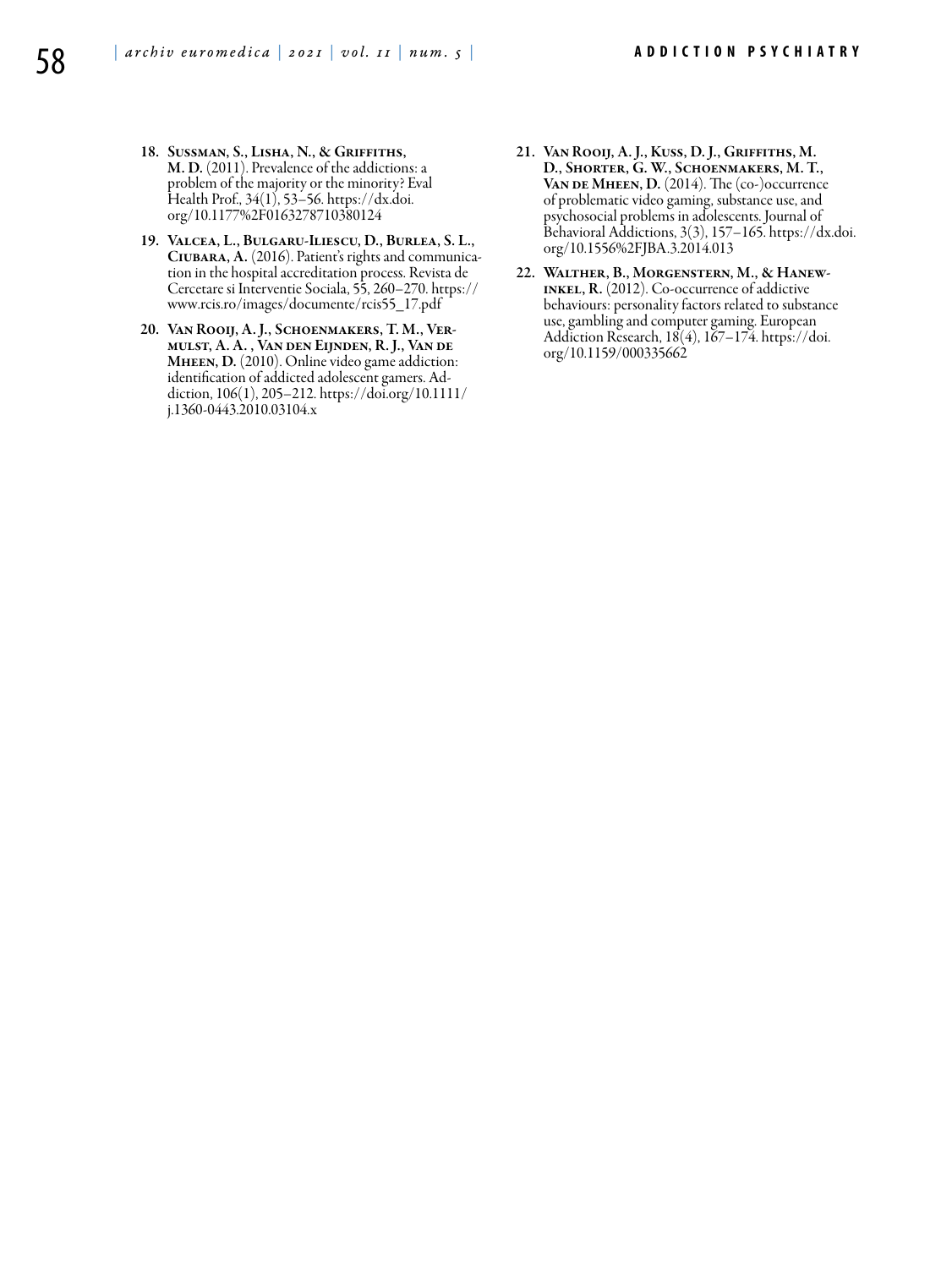18. **Sussman, S., Lisha, N., & Griffiths, M. D.** (2011). Prevalence of the addictions: a problem of the majority or the minority? Eval Health Prof., 34(1), 53–56. https://dx.doi.org/10.1177%2F0163278710380124

19. **Valcea, L., Bulgaru-Iliescu, D., Burlea, S. L., Ciubara, A.** (2016). Patient's rights and communication in the hospital accreditation process. Revista de Cercetare si Interventie Sociala, 55, 260–270. https://www.rcis.ro/images/documente/rcis55_17.pdf

20. **Van Rooij, A. J., Schoenmakers, T. M., Vermulst, A. A. , Van den Eijnden, R. J., Van de Mheen, D.** (2010). Online video game addiction: identification of addicted adolescent gamers. Addiction, 106(1), 205–212. https://doi.org/10.1111/j.1360-0443.2010.03104.x

21. **Van Rooij, A. J., Kuss, D. J., Griffiths, M. D., Shorter, G. W., Schoenmakers, M. T., Van de Mheen, D.** (2014). The (co-)occurrence of problematic video gaming, substance use, and psychosocial problems in adolescents. Journal of Behavioral Addictions, 3(3), 157–165. https://dx.doi.org/10.1556%2FJBA.3.2014.013

22. **Walther, B., Morgenstern, M., & Hanewinkel, R.** (2012). Co-occurrence of addictive behaviours: personality factors related to substance use, gambling and computer gaming. European Addiction Research, 18(4), 167–174. https://doi.org/10.1159/000335662